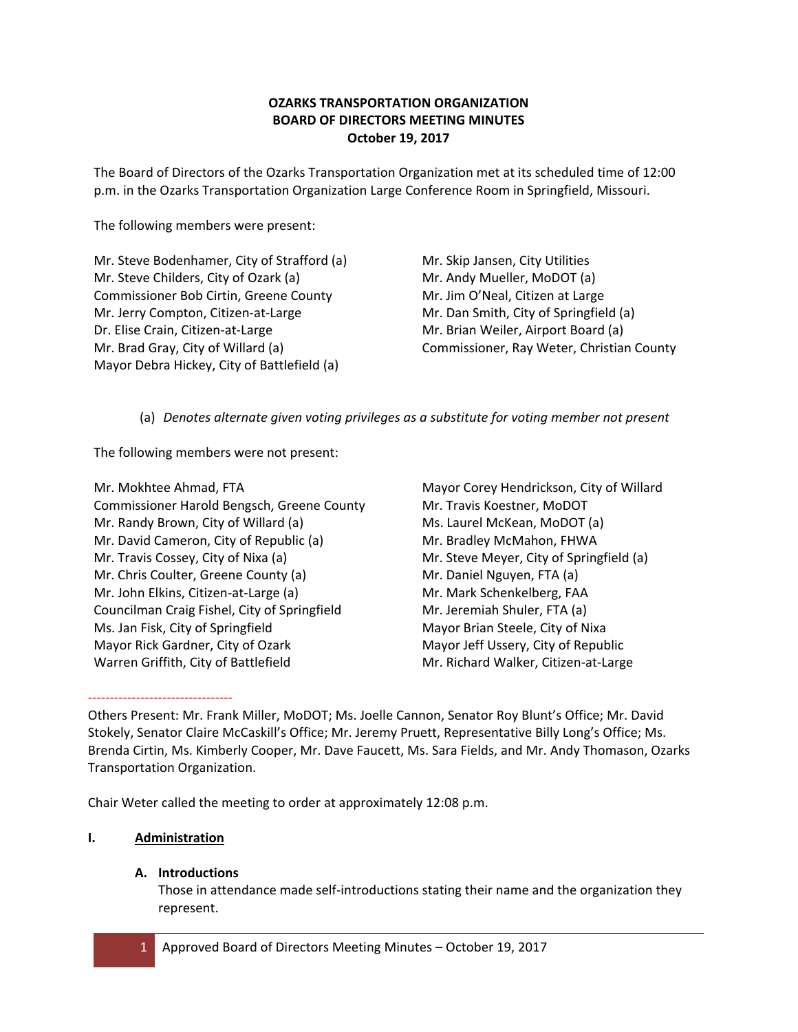# OZARKS TRANSPORTATION ORGANIZATION
## BOARD OF DIRECTORS MEETING MINUTES
### October 19, 2017

The Board of Directors of the Ozarks Transportation Organization met at its scheduled time of 12:00 p.m. in the Ozarks Transportation Organization Large Conference Room in Springfield, Missouri.

The following members were present:

Mr. Steve Bodenhamer, City of Strafford (a)
Mr. Steve Childers, City of Ozark (a)
Commissioner Bob Cirtin, Greene County
Mr. Jerry Compton, Citizen-at-Large
Dr. Elise Crain, Citizen-at-Large
Mr. Brad Gray, City of Willard (a)
Mayor Debra Hickey, City of Battlefield (a)
Mr. Skip Jansen, City Utilities
Mr. Andy Mueller, MoDOT (a)
Mr. Jim O'Neal, Citizen at Large
Mr. Dan Smith, City of Springfield (a)
Mr. Brian Weiler, Airport Board (a)
Commissioner, Ray Weter, Christian County

(a) *Denotes alternate given voting privileges as a substitute for voting member not present*

The following members were not present:

Mr. Mokhtee Ahmad, FTA
Commissioner Harold Bengsch, Greene County
Mr. Randy Brown, City of Willard (a)
Mr. David Cameron, City of Republic (a)
Mr. Travis Cossey, City of Nixa (a)
Mr. Chris Coulter, Greene County (a)
Mr. John Elkins, Citizen-at-Large (a)
Councilman Craig Fishel, City of Springfield
Ms. Jan Fisk, City of Springfield
Mayor Rick Gardner, City of Ozark
Warren Griffith, City of Battlefield
Mayor Corey Hendrickson, City of Willard
Mr. Travis Koestner, MoDOT
Ms. Laurel McKean, MoDOT (a)
Mr. Bradley McMahon, FHWA
Mr. Steve Meyer, City of Springfield (a)
Mr. Daniel Nguyen, FTA (a)
Mr. Mark Schenkelberg, FAA
Mr. Jeremiah Shuler, FTA (a)
Mayor Brian Steele, City of Nixa
Mayor Jeff Ussery, City of Republic
Mr. Richard Walker, Citizen-at-Large

---

Others Present: Mr. Frank Miller, MoDOT; Ms. Joelle Cannon, Senator Roy Blunt's Office; Mr. David Stokely, Senator Claire McCaskill's Office; Mr. Jeremy Pruett, Representative Billy Long's Office; Ms. Brenda Cirtin, Ms. Kimberly Cooper, Mr. Dave Faucett, Ms. Sara Fields, and Mr. Andy Thomason, Ozarks Transportation Organization.

Chair Weter called the meeting to order at approximately 12:08 p.m.

## I. Administration

### A. Introductions

Those in attendance made self-introductions stating their name and the organization they represent.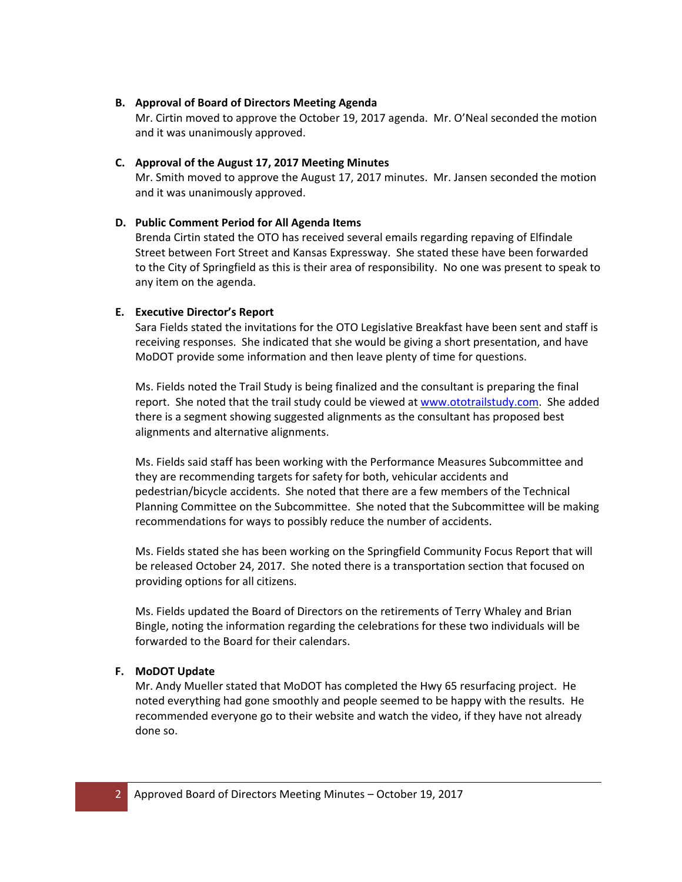**B. Approval of Board of Directors Meeting Agenda**

Mr. Cirtin moved to approve the October 19, 2017 agenda. Mr. O'Neal seconded the motion and it was unanimously approved.

**C. Approval of the August 17, 2017 Meeting Minutes**

Mr. Smith moved to approve the August 17, 2017 minutes. Mr. Jansen seconded the motion and it was unanimously approved.

**D. Public Comment Period for All Agenda Items**

Brenda Cirtin stated the OTO has received several emails regarding repaving of Elfindale Street between Fort Street and Kansas Expressway. She stated these have been forwarded to the City of Springfield as this is their area of responsibility. No one was present to speak to any item on the agenda.

**E. Executive Director's Report**

Sara Fields stated the invitations for the OTO Legislative Breakfast have been sent and staff is receiving responses. She indicated that she would be giving a short presentation, and have MoDOT provide some information and then leave plenty of time for questions.

Ms. Fields noted the Trail Study is being finalized and the consultant is preparing the final report. She noted that the trail study could be viewed at www.ototrailstudy.com. She added there is a segment showing suggested alignments as the consultant has proposed best alignments and alternative alignments.

Ms. Fields said staff has been working with the Performance Measures Subcommittee and they are recommending targets for safety for both, vehicular accidents and pedestrian/bicycle accidents. She noted that there are a few members of the Technical Planning Committee on the Subcommittee. She noted that the Subcommittee will be making recommendations for ways to possibly reduce the number of accidents.

Ms. Fields stated she has been working on the Springfield Community Focus Report that will be released October 24, 2017. She noted there is a transportation section that focused on providing options for all citizens.

Ms. Fields updated the Board of Directors on the retirements of Terry Whaley and Brian Bingle, noting the information regarding the celebrations for these two individuals will be forwarded to the Board for their calendars.

**F. MoDOT Update**

Mr. Andy Mueller stated that MoDOT has completed the Hwy 65 resurfacing project. He noted everything had gone smoothly and people seemed to be happy with the results. He recommended everyone go to their website and watch the video, if they have not already done so.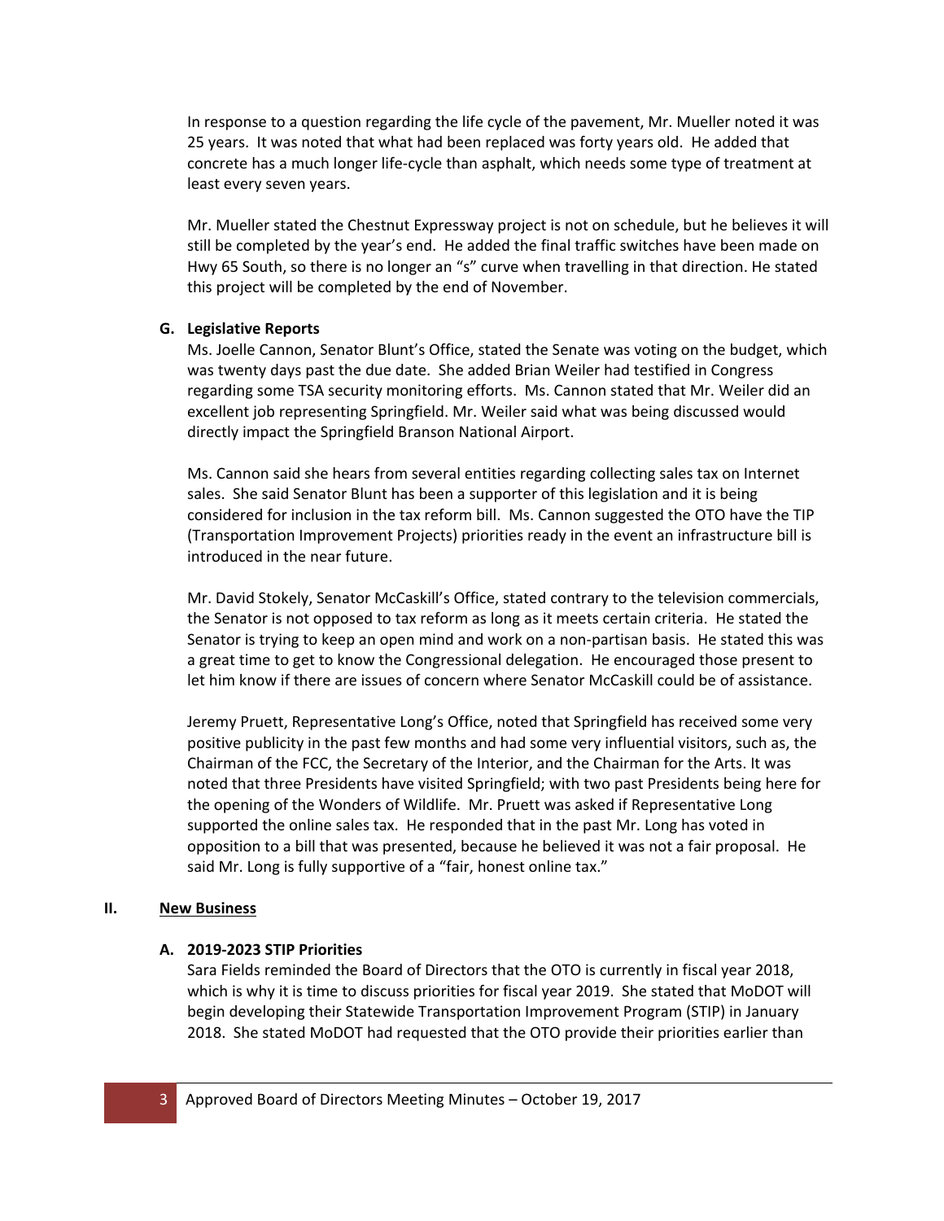In response to a question regarding the life cycle of the pavement, Mr. Mueller noted it was 25 years. It was noted that what had been replaced was forty years old. He added that concrete has a much longer life-cycle than asphalt, which needs some type of treatment at least every seven years.

Mr. Mueller stated the Chestnut Expressway project is not on schedule, but he believes it will still be completed by the year's end. He added the final traffic switches have been made on Hwy 65 South, so there is no longer an "s" curve when travelling in that direction. He stated this project will be completed by the end of November.

### G. Legislative Reports

Ms. Joelle Cannon, Senator Blunt's Office, stated the Senate was voting on the budget, which was twenty days past the due date. She added Brian Weiler had testified in Congress regarding some TSA security monitoring efforts. Ms. Cannon stated that Mr. Weiler did an excellent job representing Springfield. Mr. Weiler said what was being discussed would directly impact the Springfield Branson National Airport.

Ms. Cannon said she hears from several entities regarding collecting sales tax on Internet sales. She said Senator Blunt has been a supporter of this legislation and it is being considered for inclusion in the tax reform bill. Ms. Cannon suggested the OTO have the TIP (Transportation Improvement Projects) priorities ready in the event an infrastructure bill is introduced in the near future.

Mr. David Stokely, Senator McCaskill's Office, stated contrary to the television commercials, the Senator is not opposed to tax reform as long as it meets certain criteria. He stated the Senator is trying to keep an open mind and work on a non-partisan basis. He stated this was a great time to get to know the Congressional delegation. He encouraged those present to let him know if there are issues of concern where Senator McCaskill could be of assistance.

Jeremy Pruett, Representative Long's Office, noted that Springfield has received some very positive publicity in the past few months and had some very influential visitors, such as, the Chairman of the FCC, the Secretary of the Interior, and the Chairman for the Arts. It was noted that three Presidents have visited Springfield; with two past Presidents being here for the opening of the Wonders of Wildlife. Mr. Pruett was asked if Representative Long supported the online sales tax. He responded that in the past Mr. Long has voted in opposition to a bill that was presented, because he believed it was not a fair proposal. He said Mr. Long is fully supportive of a "fair, honest online tax."

## II. <u>New Business</u>

### A. 2019-2023 STIP Priorities

Sara Fields reminded the Board of Directors that the OTO is currently in fiscal year 2018, which is why it is time to discuss priorities for fiscal year 2019. She stated that MoDOT will begin developing their Statewide Transportation Improvement Program (STIP) in January 2018. She stated MoDOT had requested that the OTO provide their priorities earlier than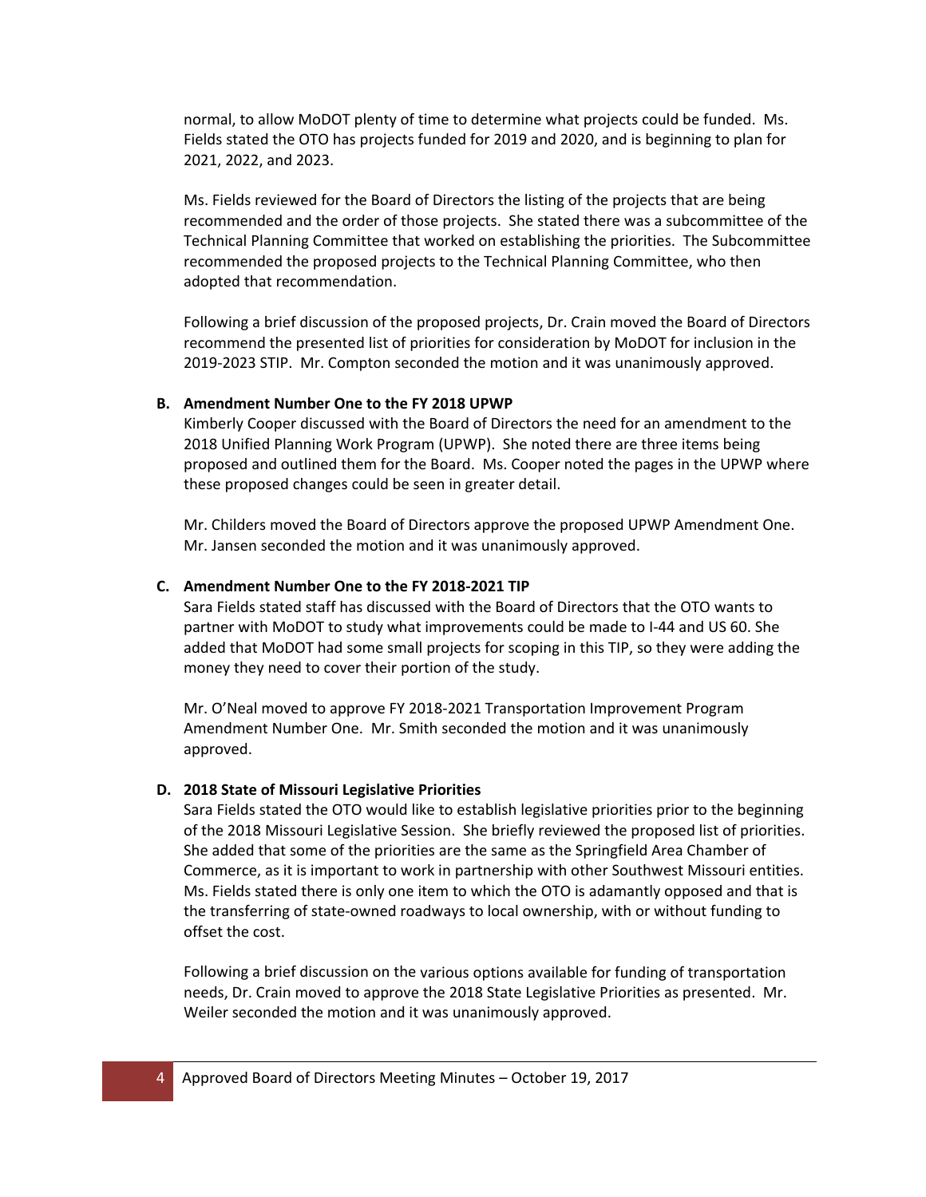normal, to allow MoDOT plenty of time to determine what projects could be funded. Ms. Fields stated the OTO has projects funded for 2019 and 2020, and is beginning to plan for 2021, 2022, and 2023.

Ms. Fields reviewed for the Board of Directors the listing of the projects that are being recommended and the order of those projects. She stated there was a subcommittee of the Technical Planning Committee that worked on establishing the priorities. The Subcommittee recommended the proposed projects to the Technical Planning Committee, who then adopted that recommendation.

Following a brief discussion of the proposed projects, Dr. Crain moved the Board of Directors recommend the presented list of priorities for consideration by MoDOT for inclusion in the 2019-2023 STIP. Mr. Compton seconded the motion and it was unanimously approved.

**B. Amendment Number One to the FY 2018 UPWP**

Kimberly Cooper discussed with the Board of Directors the need for an amendment to the 2018 Unified Planning Work Program (UPWP). She noted there are three items being proposed and outlined them for the Board. Ms. Cooper noted the pages in the UPWP where these proposed changes could be seen in greater detail.

Mr. Childers moved the Board of Directors approve the proposed UPWP Amendment One. Mr. Jansen seconded the motion and it was unanimously approved.

**C. Amendment Number One to the FY 2018-2021 TIP**

Sara Fields stated staff has discussed with the Board of Directors that the OTO wants to partner with MoDOT to study what improvements could be made to I-44 and US 60. She added that MoDOT had some small projects for scoping in this TIP, so they were adding the money they need to cover their portion of the study.

Mr. O'Neal moved to approve FY 2018-2021 Transportation Improvement Program Amendment Number One. Mr. Smith seconded the motion and it was unanimously approved.

**D. 2018 State of Missouri Legislative Priorities**

Sara Fields stated the OTO would like to establish legislative priorities prior to the beginning of the 2018 Missouri Legislative Session. She briefly reviewed the proposed list of priorities. She added that some of the priorities are the same as the Springfield Area Chamber of Commerce, as it is important to work in partnership with other Southwest Missouri entities. Ms. Fields stated there is only one item to which the OTO is adamantly opposed and that is the transferring of state-owned roadways to local ownership, with or without funding to offset the cost.

Following a brief discussion on the various options available for funding of transportation needs, Dr. Crain moved to approve the 2018 State Legislative Priorities as presented. Mr. Weiler seconded the motion and it was unanimously approved.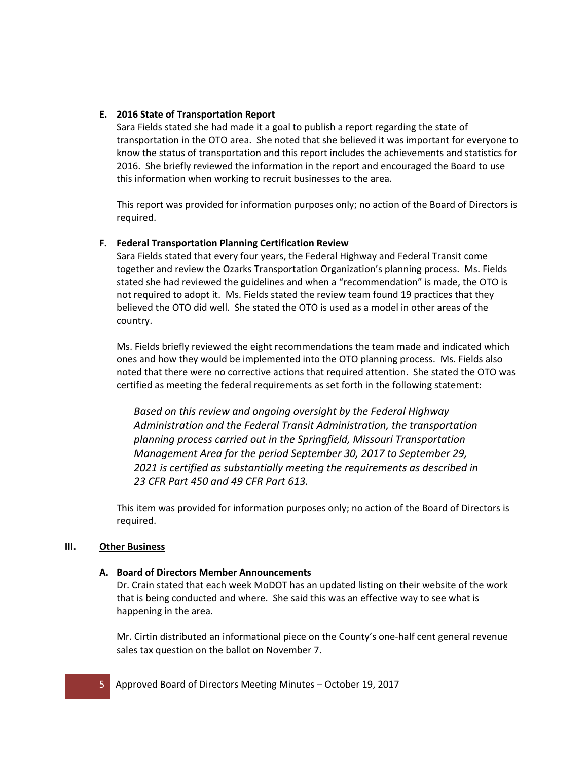### E. 2016 State of Transportation Report

Sara Fields stated she had made it a goal to publish a report regarding the state of transportation in the OTO area. She noted that she believed it was important for everyone to know the status of transportation and this report includes the achievements and statistics for 2016. She briefly reviewed the information in the report and encouraged the Board to use this information when working to recruit businesses to the area.

This report was provided for information purposes only; no action of the Board of Directors is required.

### F. Federal Transportation Planning Certification Review

Sara Fields stated that every four years, the Federal Highway and Federal Transit come together and review the Ozarks Transportation Organization's planning process. Ms. Fields stated she had reviewed the guidelines and when a "recommendation" is made, the OTO is not required to adopt it. Ms. Fields stated the review team found 19 practices that they believed the OTO did well. She stated the OTO is used as a model in other areas of the country.

Ms. Fields briefly reviewed the eight recommendations the team made and indicated which ones and how they would be implemented into the OTO planning process. Ms. Fields also noted that there were no corrective actions that required attention. She stated the OTO was certified as meeting the federal requirements as set forth in the following statement:

> *Based on this review and ongoing oversight by the Federal Highway Administration and the Federal Transit Administration, the transportation planning process carried out in the Springfield, Missouri Transportation Management Area for the period September 30, 2017 to September 29, 2021 is certified as substantially meeting the requirements as described in 23 CFR Part 450 and 49 CFR Part 613.*

This item was provided for information purposes only; no action of the Board of Directors is required.

## III. Other Business

### A. Board of Directors Member Announcements

Dr. Crain stated that each week MoDOT has an updated listing on their website of the work that is being conducted and where. She said this was an effective way to see what is happening in the area.

Mr. Cirtin distributed an informational piece on the County's one-half cent general revenue sales tax question on the ballot on November 7.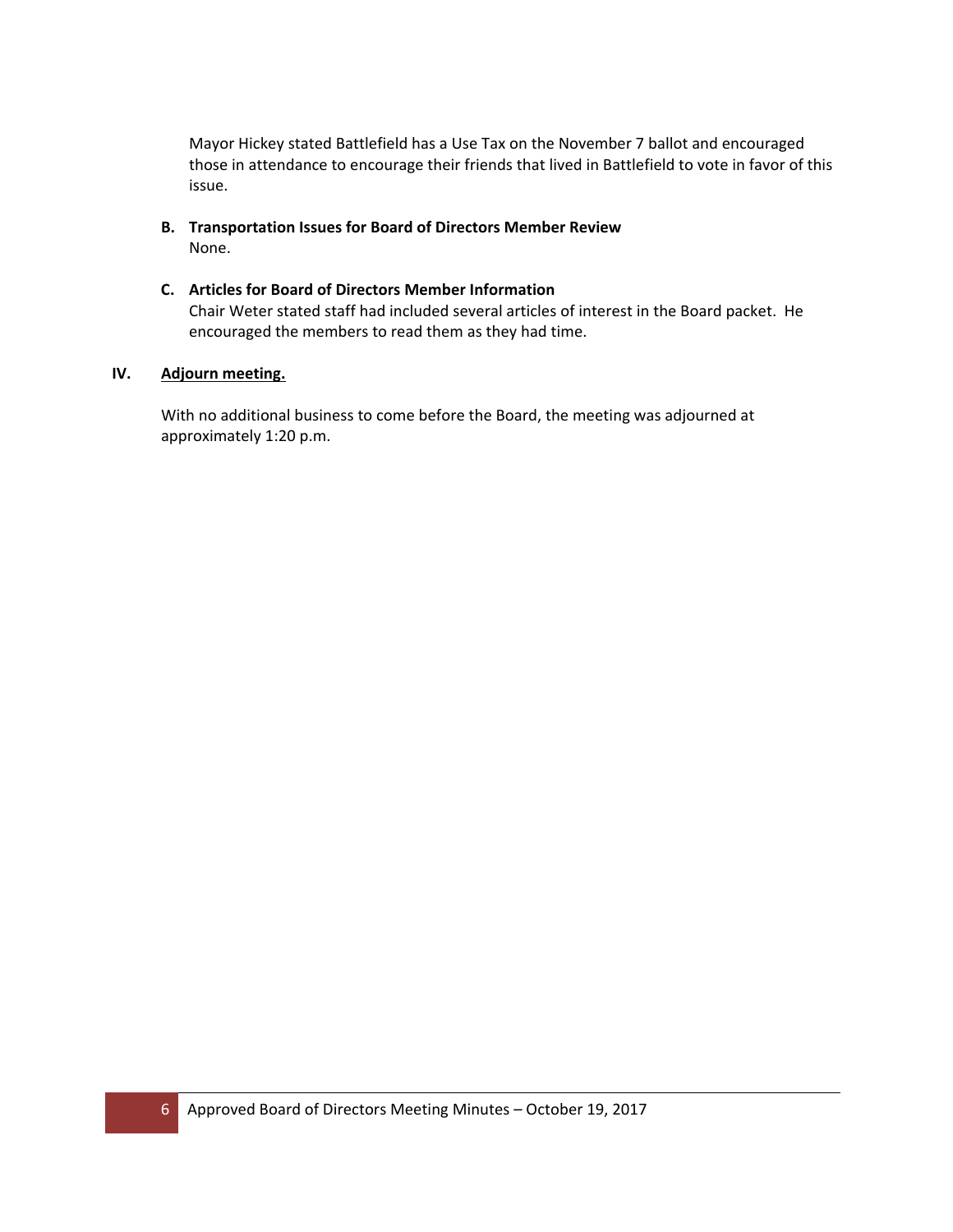Mayor Hickey stated Battlefield has a Use Tax on the November 7 ballot and encouraged those in attendance to encourage their friends that lived in Battlefield to vote in favor of this issue.

**B. Transportation Issues for Board of Directors Member Review**

None.

**C. Articles for Board of Directors Member Information**

Chair Weter stated staff had included several articles of interest in the Board packet. He encouraged the members to read them as they had time.

## IV. Adjourn meeting.

With no additional business to come before the Board, the meeting was adjourned at approximately 1:20 p.m.